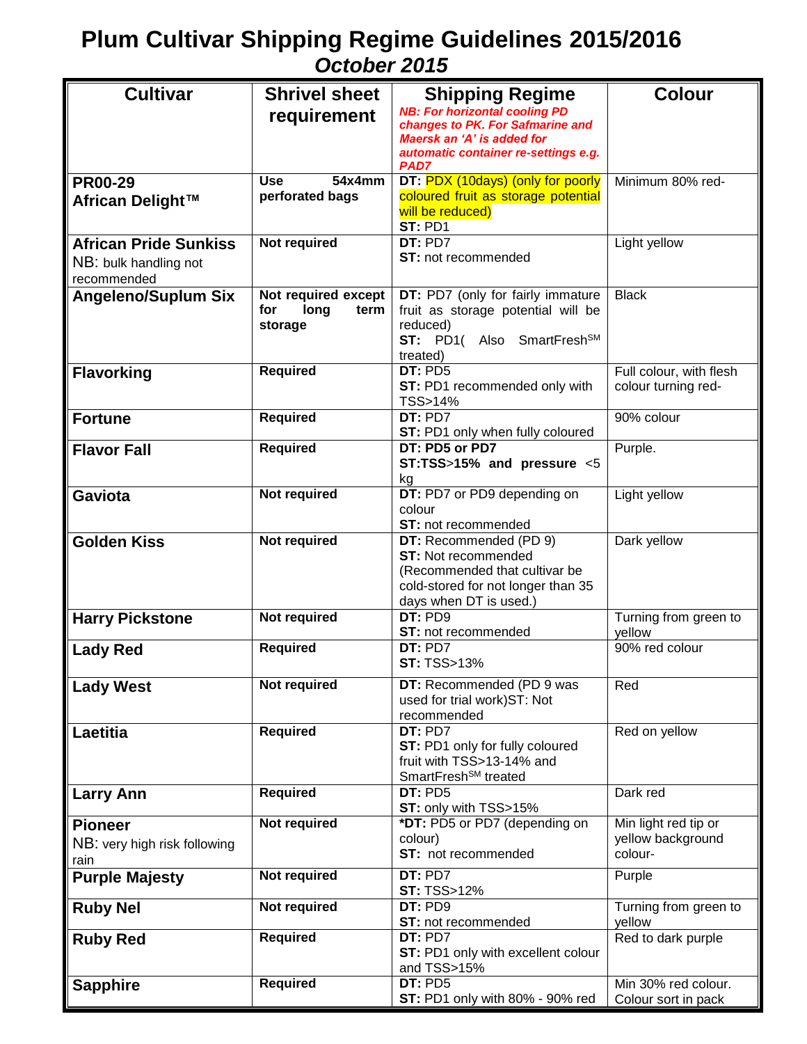# Plum Cultivar Shipping Regime Guidelines 2015/2016

## *October 2015*

| Cultivar | Shrivel sheet requirement | Shipping Regime *NB: For horizontal cooling PD changes to PK. For Safmarine and Maersk an 'A' is added for automatic container re-settings e.g. PAD7* | Colour |
|---|---|---|---|
| **PR00-29 African Delight™** | **Use 54x4mm perforated bags** | **DT:** PDX (10days) (only for poorly coloured fruit as storage potential will be reduced) **ST:** PD1 | Minimum 80% red- |
| **African Pride Sunkiss** NB: bulk handling not recommended | **Not required** | **DT:** PD7 **ST:** not recommended | Light yellow |
| **Angeleno/Suplum Six** | **Not required except for long term storage** | **DT:** PD7 (only for fairly immature fruit as storage potential will be reduced) **ST:** PD1( Also SmartFresh[SM] treated) | Black |
| **Flavorking** | **Required** | **DT:** PD5 **ST:** PD1 recommended only with TSS>14% | Full colour, with flesh colour turning red- |
| **Fortune** | **Required** | **DT:** PD7 **ST:** PD1 only when fully coloured | 90% colour |
| **Flavor Fall** | **Required** | **DT: PD5 or PD7** **ST:TSS>15% and pressure <5** kg | Purple. |
| **Gaviota** | **Not required** | **DT:** PD7 or PD9 depending on colour **ST:** not recommended | Light yellow |
| **Golden Kiss** | **Not required** | **DT:** Recommended (PD 9) **ST:** Not recommended (Recommended that cultivar be cold-stored for not longer than 35 days when DT is used.) | Dark yellow |
| **Harry Pickstone** | **Not required** | **DT:** PD9 **ST:** not recommended | Turning from green to yellow |
| **Lady Red** | **Required** | **DT:** PD7 **ST:** TSS>13% | 90% red colour |
| **Lady West** | **Not required** | **DT:** Recommended (PD 9 was used for trial work)ST: Not recommended | Red |
| **Laetitia** | **Required** | **DT:** PD7 **ST:** PD1 only for fully coloured fruit with TSS>13-14% and SmartFresh[SM] treated | Red on yellow |
| **Larry Ann** | **Required** | **DT:** PD5 **ST:** only with TSS>15% | Dark red |
| **Pioneer** NB: very high risk following rain | **Not required** | ***DT:** PD5 or PD7 (depending on colour) **ST:** not recommended | Min light red tip or yellow background colour- |
| **Purple Majesty** | **Not required** | **DT:** PD7 **ST:** TSS>12% | Purple |
| **Ruby Nel** | **Not required** | **DT:** PD9 **ST:** not recommended | Turning from green to yellow |
| **Ruby Red** | **Required** | **DT:** PD7 **ST:** PD1 only with excellent colour and TSS>15% | Red to dark purple |
| **Sapphire** | **Required** | **DT:** PD5 **ST:** PD1 only with 80% - 90% red | Min 30% red colour. Colour sort in pack |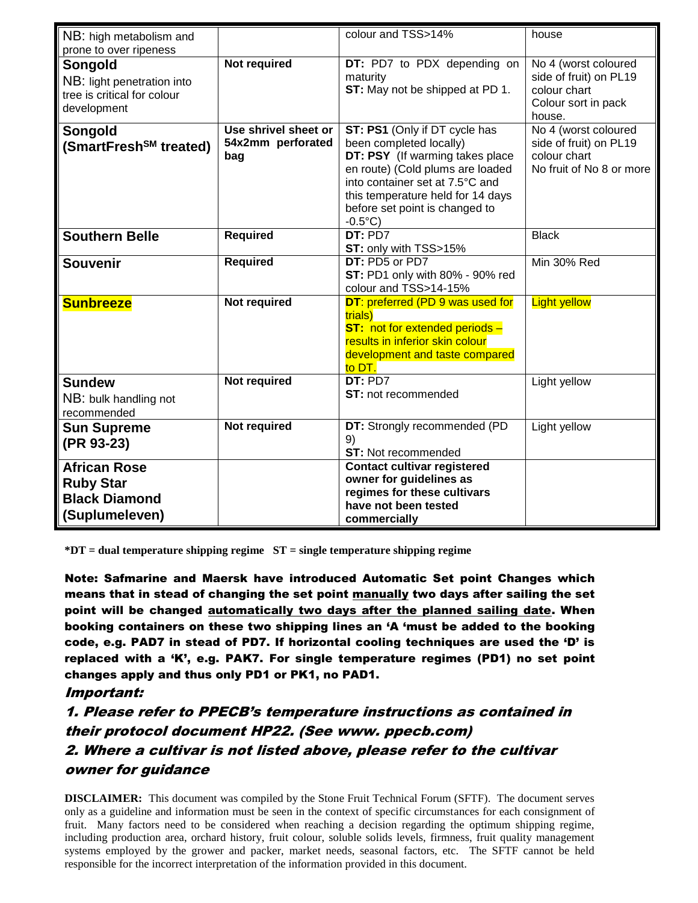| | | | |
|---|---|---|---|
| NB: high metabolism and prone to over ripeness | | colour and TSS>14% | house |
| **Songold**<br>NB: light penetration into tree is critical for colour development | **Not required** | **DT:** PD7 to PDX depending on maturity<br>**ST:** May not be shipped at PD 1. | No 4 (worst coloured side of fruit) on PL19 colour chart<br>Colour sort in pack house. |
| **Songold (SmartFresh^SM treated)** | **Use shrivel sheet or 54x2mm perforated bag** | **ST: PS1** (Only if DT cycle has been completed locally)<br>**DT: PSY** (If warming takes place en route) (Cold plums are loaded into container set at 7.5°C and this temperature held for 14 days before set point is changed to -0.5°C) | No 4 (worst coloured side of fruit) on PL19 colour chart<br>No fruit of No 8 or more |
| **Southern Belle** | **Required** | **DT:** PD7<br>**ST:** only with TSS>15% | Black |
| **Souvenir** | **Required** | **DT:** PD5 or PD7<br>**ST:** PD1 only with 80% - 90% red colour and TSS>14-15% | Min 30% Red |
| **Sunbreeze** | **Not required** | **DT**: preferred (PD 9 was used for trials)<br>**ST:** not for extended periods – results in inferior skin colour development and taste compared to DT. | Light yellow |
| **Sundew**<br>NB: bulk handling not recommended | **Not required** | **DT:** PD7<br>**ST:** not recommended | Light yellow |
| **Sun Supreme (PR 93-23)** | **Not required** | **DT:** Strongly recommended (PD 9)<br>**ST:** Not recommended | Light yellow |
| **African Rose**<br>**Ruby Star**<br>**Black Diamond (Suplumeleven)** | | **Contact cultivar registered owner for guidelines as regimes for these cultivars have not been tested commercially** | |

***DT = dual temperature shipping regime ST = single temperature shipping regime**

**Note: Safmarine and Maersk have introduced Automatic Set point Changes which means that in stead of changing the set point manually two days after sailing the set point will be changed automatically two days after the planned sailing date. When booking containers on these two shipping lines an 'A 'must be added to the booking code, e.g. PAD7 in stead of PD7. If horizontal cooling techniques are used the 'D' is replaced with a 'K', e.g. PAK7. For single temperature regimes (PD1) no set point changes apply and thus only PD1 or PK1, no PAD1.**

***Important:***

***1. Please refer to PPECB's temperature instructions as contained in their protocol document HP22. (See www. ppecb.com)***

***2. Where a cultivar is not listed above, please refer to the cultivar owner for guidance***

**DISCLAIMER:** This document was compiled by the Stone Fruit Technical Forum (SFTF). The document serves only as a guideline and information must be seen in the context of specific circumstances for each consignment of fruit. Many factors need to be considered when reaching a decision regarding the optimum shipping regime, including production area, orchard history, fruit colour, soluble solids levels, firmness, fruit quality management systems employed by the grower and packer, market needs, seasonal factors, etc. The SFTF cannot be held responsible for the incorrect interpretation of the information provided in this document.